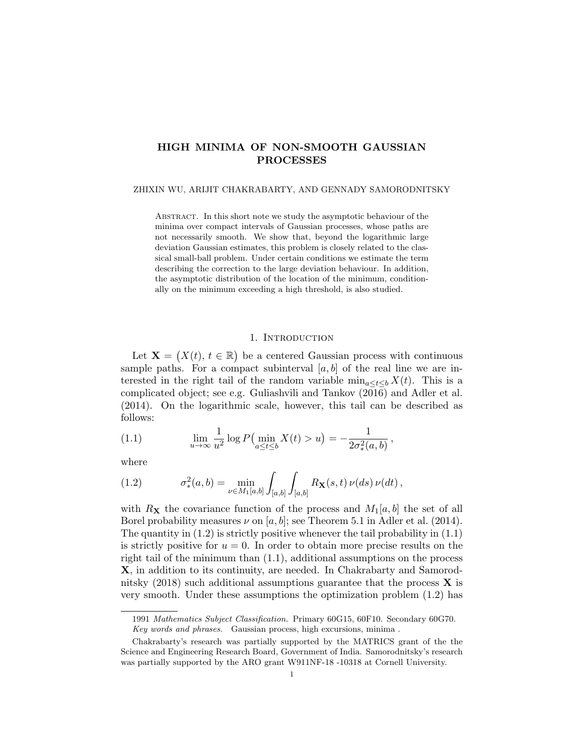# HIGH MINIMA OF NON-SMOOTH GAUSSIAN PROCESSES

ZHIXIN WU, ARIJIT CHAKRABARTY, AND GENNADY SAMORODNITSKY

Abstract. In this short note we study the asymptotic behaviour of the minima over compact intervals of Gaussian processes, whose paths are not necessarily smooth. We show that, beyond the logarithmic large deviation Gaussian estimates, this problem is closely related to the classical small-ball problem. Under certain conditions we estimate the term describing the correction to the large deviation behaviour. In addition, the asymptotic distribution of the location of the minimum, conditionally on the minimum exceeding a high threshold, is also studied.

## 1. Introduction

Let $\mathbf{X} = \big(X(t),\, t \in \mathbb{R}\big)$ be a centered Gaussian process with continuous sample paths. For a compact subinterval $[a, b]$ of the real line we are interested in the right tail of the random variable $\min_{a \le t \le b} X(t)$. This is a complicated object; see e.g. Guliashvili and Tankov (2016) and Adler et al. (2014). On the logarithmic scale, however, this tail can be described as follows:

$$\lim_{u\to\infty} \frac{1}{u^2} \log P\big(\min_{a\le t\le b} X(t) > u\big) = -\frac{1}{2\sigma_*^2(a,b)}\,, \tag{1.1}$$

where

$$\sigma_*^2(a,b) = \min_{\nu\in M_1[a,b]} \int_{[a,b]} \int_{[a,b]} R_{\mathbf{X}}(s,t)\, \nu(ds)\, \nu(dt)\,, \tag{1.2}$$

with $R_{\mathbf{X}}$ the covariance function of the process and $M_1[a, b]$ the set of all Borel probability measures $\nu$ on $[a, b]$; see Theorem 5.1 in Adler et al. (2014). The quantity in (1.2) is strictly positive whenever the tail probability in (1.1) is strictly positive for $u = 0$. In order to obtain more precise results on the right tail of the minimum than (1.1), additional assumptions on the process $\mathbf{X}$, in addition to its continuity, are needed. In Chakrabarty and Samorodnitsky (2018) such additional assumptions guarantee that the process $\mathbf{X}$ is very smooth. Under these assumptions the optimization problem (1.2) has

---

1991 *Mathematics Subject Classification.* Primary 60G15, 60F10. Secondary 60G70.

*Key words and phrases.* Gaussian process, high excursions, minima .

Chakrabarty's research was partially supported by the MATRICS grant of the the Science and Engineering Research Board, Government of India. Samorodnitsky's research was partially supported by the ARO grant W911NF-18 -10318 at Cornell University.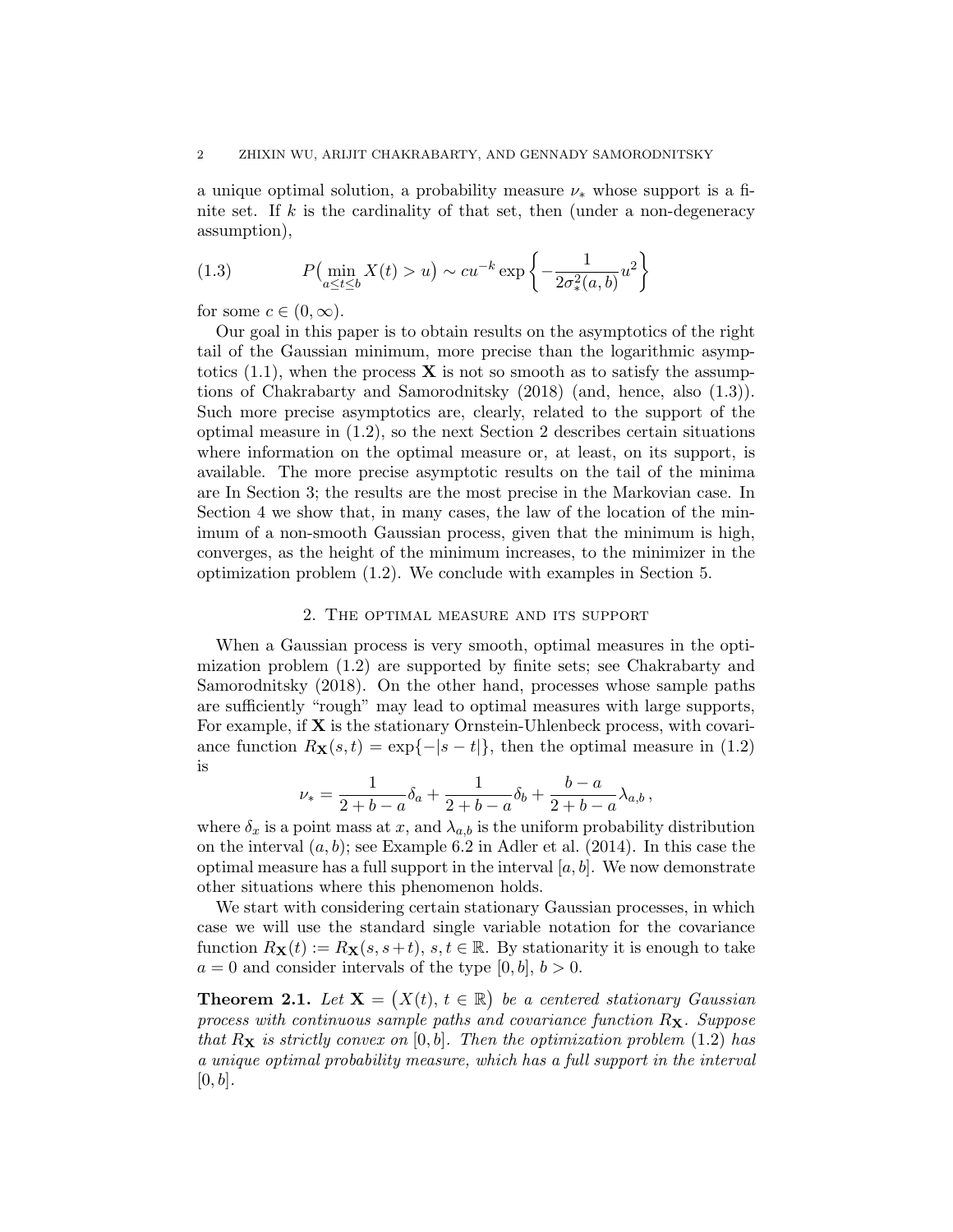a unique optimal solution, a probability measure $\nu_*$ whose support is a finite set. If $k$ is the cardinality of that set, then (under a non-degeneracy assumption),

$$P\big(\min_{a\leq t\leq b} X(t) > u\big) \sim cu^{-k} \exp\left\{-\frac{1}{2\sigma_*^2(a,b)}u^2\right\} \tag{1.3}$$

for some $c \in (0,\infty)$.

Our goal in this paper is to obtain results on the asymptotics of the right tail of the Gaussian minimum, more precise than the logarithmic asymptotics (1.1), when the process $\mathbf{X}$ is not so smooth as to satisfy the assumptions of Chakrabarty and Samorodnitsky (2018) (and, hence, also (1.3)). Such more precise asymptotics are, clearly, related to the support of the optimal measure in (1.2), so the next Section 2 describes certain situations where information on the optimal measure or, at least, on its support, is available. The more precise asymptotic results on the tail of the minima are In Section 3; the results are the most precise in the Markovian case. In Section 4 we show that, in many cases, the law of the location of the minimum of a non-smooth Gaussian process, given that the minimum is high, converges, as the height of the minimum increases, to the minimizer in the optimization problem (1.2). We conclude with examples in Section 5.

## 2. The optimal measure and its support

When a Gaussian process is very smooth, optimal measures in the optimization problem (1.2) are supported by finite sets; see Chakrabarty and Samorodnitsky (2018). On the other hand, processes whose sample paths are sufficiently "rough" may lead to optimal measures with large supports, For example, if $\mathbf{X}$ is the stationary Ornstein-Uhlenbeck process, with covariance function $R_{\mathbf{X}}(s,t) = \exp\{-|s-t|\}$, then the optimal measure in (1.2) is

$$\nu_* = \frac{1}{2+b-a}\delta_a + \frac{1}{2+b-a}\delta_b + \frac{b-a}{2+b-a}\lambda_{a,b}\,,$$

where $\delta_x$ is a point mass at $x$, and $\lambda_{a,b}$ is the uniform probability distribution on the interval $(a,b)$; see Example 6.2 in Adler et al. (2014). In this case the optimal measure has a full support in the interval $[a,b]$. We now demonstrate other situations where this phenomenon holds.

We start with considering certain stationary Gaussian processes, in which case we will use the standard single variable notation for the covariance function $R_{\mathbf{X}}(t) := R_{\mathbf{X}}(s,s+t)$, $s,t \in \mathbb{R}$. By stationarity it is enough to take $a = 0$ and consider intervals of the type $[0,b]$, $b > 0$.

**Theorem 2.1.** *Let $\mathbf{X} = \big(X(t),\, t \in \mathbb{R}\big)$ be a centered stationary Gaussian process with continuous sample paths and covariance function $R_{\mathbf{X}}$. Suppose that $R_{\mathbf{X}}$ is strictly convex on $[0,b]$. Then the optimization problem (1.2) has a unique optimal probability measure, which has a full support in the interval $[0,b]$.*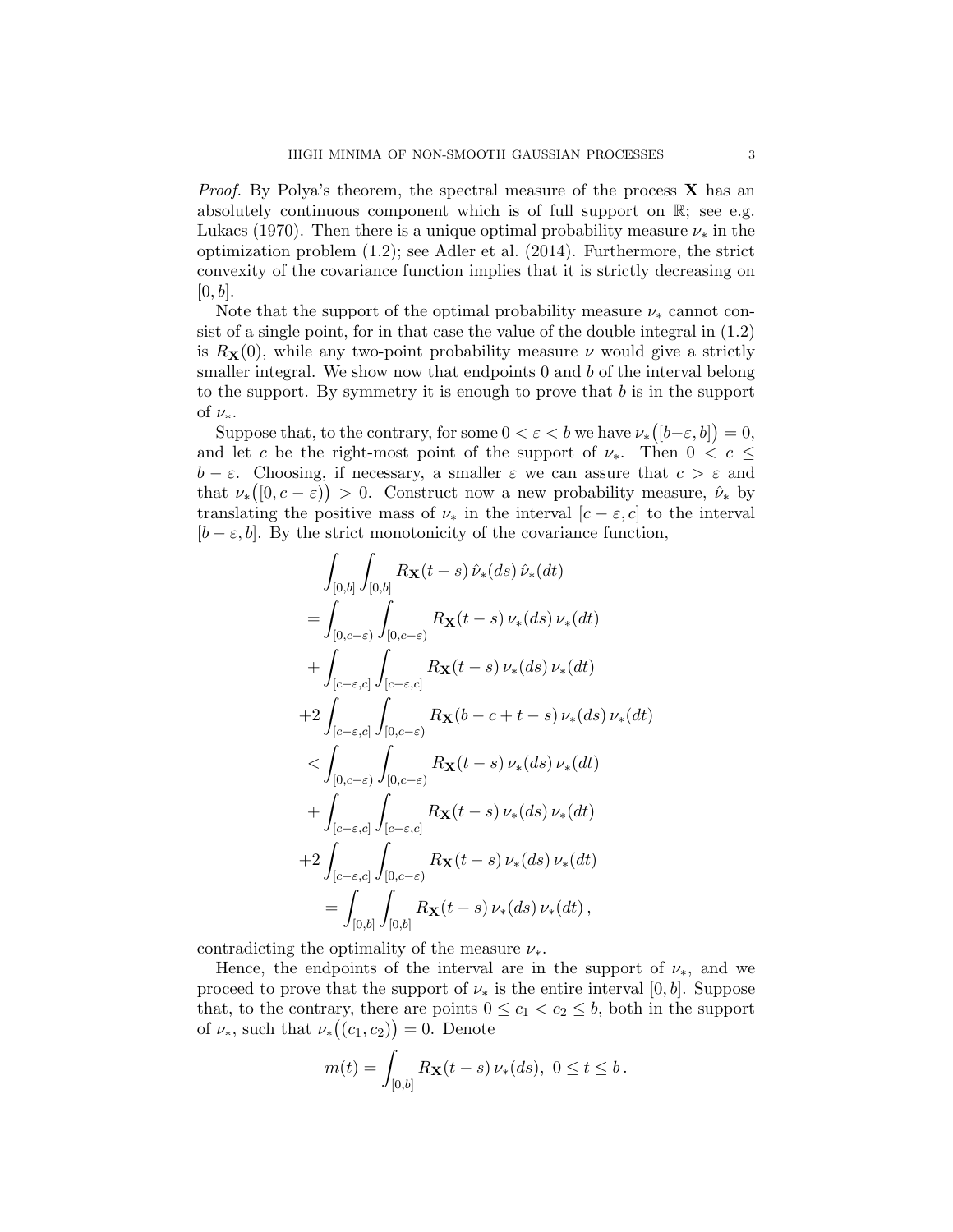*Proof.* By Polya's theorem, the spectral measure of the process $\mathbf{X}$ has an absolutely continuous component which is of full support on $\mathbb{R}$; see e.g. Lukacs (1970). Then there is a unique optimal probability measure $\nu_*$ in the optimization problem (1.2); see Adler et al. (2014). Furthermore, the strict convexity of the covariance function implies that it is strictly decreasing on $[0, b]$.

Note that the support of the optimal probability measure $\nu_*$ cannot consist of a single point, for in that case the value of the double integral in (1.2) is $R_{\mathbf{X}}(0)$, while any two-point probability measure $\nu$ would give a strictly smaller integral. We show now that endpoints 0 and $b$ of the interval belong to the support. By symmetry it is enough to prove that $b$ is in the support of $\nu_*$.

Suppose that, to the contrary, for some $0 < \varepsilon < b$ we have $\nu_*\big([b-\varepsilon, b]\big) = 0$, and let $c$ be the right-most point of the support of $\nu_*$. Then $0 < c \leq b - \varepsilon$. Choosing, if necessary, a smaller $\varepsilon$ we can assure that $c > \varepsilon$ and that $\nu_*\big([0, c-\varepsilon)\big) > 0$. Construct now a new probability measure, $\hat{\nu}_*$ by translating the positive mass of $\nu_*$ in the interval $[c-\varepsilon, c]$ to the interval $[b-\varepsilon, b]$. By the strict monotonicity of the covariance function,

$$
\begin{aligned}
&\int_{[0,b]}\int_{[0,b]} R_{\mathbf{X}}(t-s)\,\hat{\nu}_*(ds)\,\hat{\nu}_*(dt) \\
&= \int_{[0,c-\varepsilon)}\int_{[0,c-\varepsilon)} R_{\mathbf{X}}(t-s)\,\nu_*(ds)\,\nu_*(dt) \\
&+ \int_{[c-\varepsilon,c]}\int_{[c-\varepsilon,c]} R_{\mathbf{X}}(t-s)\,\nu_*(ds)\,\nu_*(dt) \\
&+2\int_{[c-\varepsilon,c]}\int_{[0,c-\varepsilon)} R_{\mathbf{X}}(b-c+t-s)\,\nu_*(ds)\,\nu_*(dt) \\
&< \int_{[0,c-\varepsilon)}\int_{[0,c-\varepsilon)} R_{\mathbf{X}}(t-s)\,\nu_*(ds)\,\nu_*(dt) \\
&+ \int_{[c-\varepsilon,c]}\int_{[c-\varepsilon,c]} R_{\mathbf{X}}(t-s)\,\nu_*(ds)\,\nu_*(dt) \\
&+2\int_{[c-\varepsilon,c]}\int_{[0,c-\varepsilon)} R_{\mathbf{X}}(t-s)\,\nu_*(ds)\,\nu_*(dt) \\
&= \int_{[0,b]}\int_{[0,b]} R_{\mathbf{X}}(t-s)\,\nu_*(ds)\,\nu_*(dt)\,,
\end{aligned}
$$

contradicting the optimality of the measure $\nu_*$.

Hence, the endpoints of the interval are in the support of $\nu_*$, and we proceed to prove that the support of $\nu_*$ is the entire interval $[0, b]$. Suppose that, to the contrary, there are points $0 \leq c_1 < c_2 \leq b$, both in the support of $\nu_*$, such that $\nu_*\big((c_1, c_2)\big) = 0$. Denote

$$
m(t) = \int_{[0,b]} R_{\mathbf{X}}(t-s)\,\nu_*(ds), \ 0 \leq t \leq b\,.
$$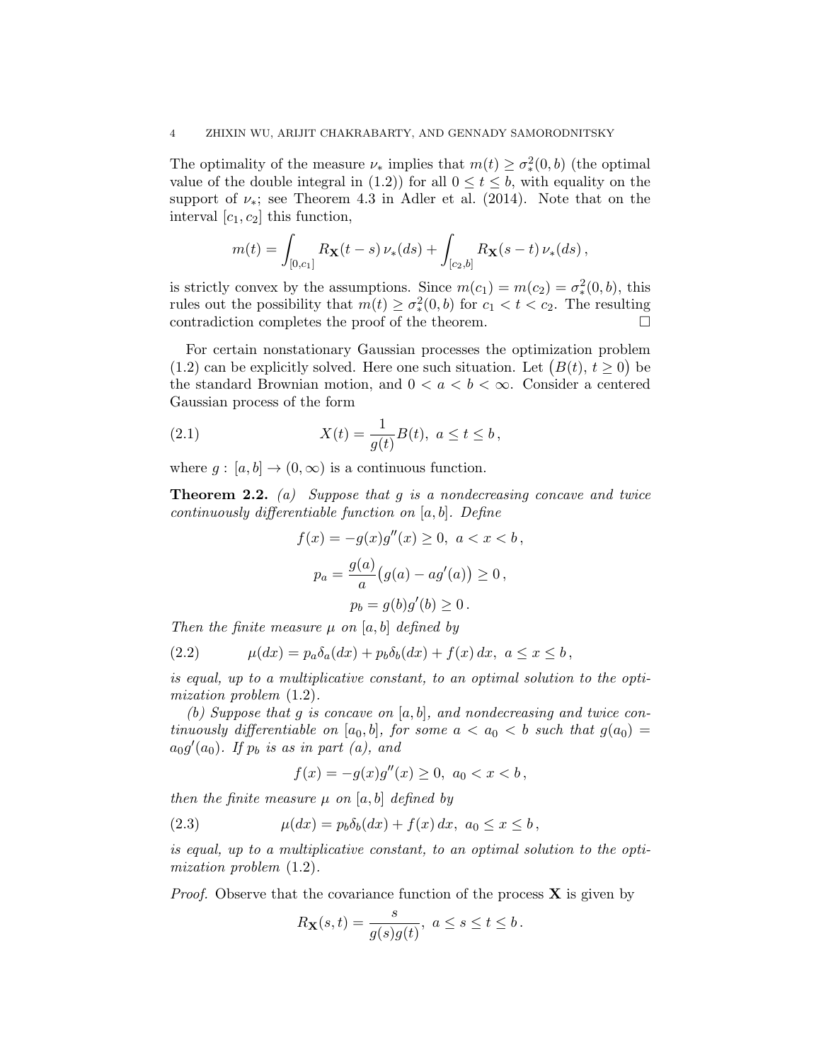The optimality of the measure $\nu_*$ implies that $m(t) \geq \sigma_*^2(0,b)$ (the optimal value of the double integral in (1.2)) for all $0 \leq t \leq b$, with equality on the support of $\nu_*$; see Theorem 4.3 in Adler et al. (2014). Note that on the interval $[c_1, c_2]$ this function,

$$m(t) = \int_{[0,c_1]} R_{\mathbf{X}}(t-s)\,\nu_*(ds) + \int_{[c_2,b]} R_{\mathbf{X}}(s-t)\,\nu_*(ds)\,,$$

is strictly convex by the assumptions. Since $m(c_1) = m(c_2) = \sigma_*^2(0,b)$, this rules out the possibility that $m(t) \geq \sigma_*^2(0,b)$ for $c_1 < t < c_2$. The resulting contradiction completes the proof of the theorem. $\square$

For certain nonstationary Gaussian processes the optimization problem (1.2) can be explicitly solved. Here one such situation. Let $\big(B(t),\, t \geq 0\big)$ be the standard Brownian motion, and $0 < a < b < \infty$. Consider a centered Gaussian process of the form

$$X(t) = \frac{1}{g(t)} B(t),\ a \leq t \leq b\,, \tag{2.1}$$

where $g:\, [a,b] \to (0,\infty)$ is a continuous function.

**Theorem 2.2.** *(a) Suppose that $g$ is a nondecreasing concave and twice continuously differentiable function on $[a,b]$. Define*

$$f(x) = -g(x)g''(x) \geq 0,\ a < x < b\,,$$

$$p_a = \frac{g(a)}{a}\big(g(a) - ag'(a)\big) \geq 0\,,$$

$$p_b = g(b)g'(b) \geq 0\,.$$

*Then the finite measure $\mu$ on $[a,b]$ defined by*

$$\mu(dx) = p_a\delta_a(dx) + p_b\delta_b(dx) + f(x)\,dx,\ a \leq x \leq b\,, \tag{2.2}$$

*is equal, up to a multiplicative constant, to an optimal solution to the optimization problem (1.2).*

*(b) Suppose that $g$ is concave on $[a,b]$, and nondecreasing and twice continuously differentiable on $[a_0,b]$, for some $a < a_0 < b$ such that $g(a_0) = a_0g'(a_0)$. If $p_b$ is as in part (a), and*

$$f(x) = -g(x)g''(x) \geq 0,\ a_0 < x < b\,,$$

*then the finite measure $\mu$ on $[a,b]$ defined by*

$$\mu(dx) = p_b\delta_b(dx) + f(x)\,dx,\ a_0 \leq x \leq b\,, \tag{2.3}$$

*is equal, up to a multiplicative constant, to an optimal solution to the optimization problem (1.2).*

*Proof.* Observe that the covariance function of the process $\mathbf{X}$ is given by

$$R_{\mathbf{X}}(s,t) = \frac{s}{g(s)g(t)},\ a \leq s \leq t \leq b\,.$$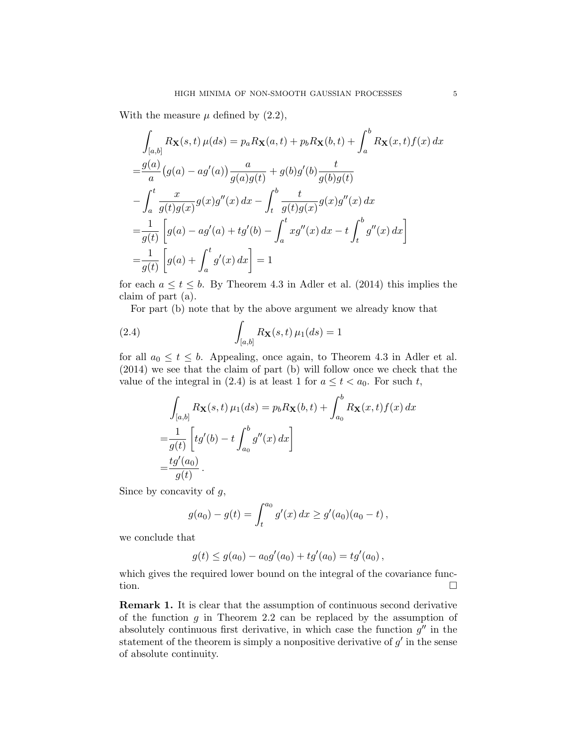With the measure $\mu$ defined by (2.2),

$$
\begin{aligned}
&\int_{[a,b]} R_{\mathbf{X}}(s,t)\,\mu(ds) = p_a R_{\mathbf{X}}(a,t) + p_b R_{\mathbf{X}}(b,t) + \int_a^b R_{\mathbf{X}}(x,t) f(x)\,dx \\
=&\frac{g(a)}{a}\big(g(a) - a g'(a)\big)\frac{a}{g(a)g(t)} + g(b)g'(b)\frac{t}{g(b)g(t)} \\
&- \int_a^t \frac{x}{g(t)g(x)} g(x) g''(x)\,dx - \int_t^b \frac{t}{g(t)g(x)} g(x) g''(x)\,dx \\
=&\frac{1}{g(t)}\left[ g(a) - a g'(a) + t g'(b) - \int_a^t x g''(x)\,dx - t\int_t^b g''(x)\,dx \right] \\
=&\frac{1}{g(t)}\left[ g(a) + \int_a^t g'(x)\,dx \right] = 1
\end{aligned}
$$

for each $a \le t \le b$. By Theorem 4.3 in Adler et al. (2014) this implies the claim of part (a).

For part (b) note that by the above argument we already know that

$$
\int_{[a,b]} R_{\mathbf{X}}(s,t)\,\mu_1(ds) = 1 \tag{2.4}
$$

for all $a_0 \le t \le b$. Appealing, once again, to Theorem 4.3 in Adler et al. (2014) we see that the claim of part (b) will follow once we check that the value of the integral in (2.4) is at least 1 for $a \le t < a_0$. For such $t$,

$$
\begin{aligned}
&\int_{[a,b]} R_{\mathbf{X}}(s,t)\,\mu_1(ds) = p_b R_{\mathbf{X}}(b,t) + \int_{a_0}^b R_{\mathbf{X}}(x,t) f(x)\,dx \\
=&\frac{1}{g(t)}\left[ t g'(b) - t\int_{a_0}^b g''(x)\,dx \right] \\
=&\frac{t g'(a_0)}{g(t)}\,.
\end{aligned}
$$

Since by concavity of $g$,

$$
g(a_0) - g(t) = \int_t^{a_0} g'(x)\,dx \ge g'(a_0)(a_0 - t)\,,
$$

we conclude that

$$
g(t) \le g(a_0) - a_0 g'(a_0) + t g'(a_0) = t g'(a_0)\,,
$$

which gives the required lower bound on the integral of the covariance function. □

**Remark 1.** It is clear that the assumption of continuous second derivative of the function $g$ in Theorem 2.2 can be replaced by the assumption of absolutely continuous first derivative, in which case the function $g''$ in the statement of the theorem is simply a nonpositive derivative of $g'$ in the sense of absolute continuity.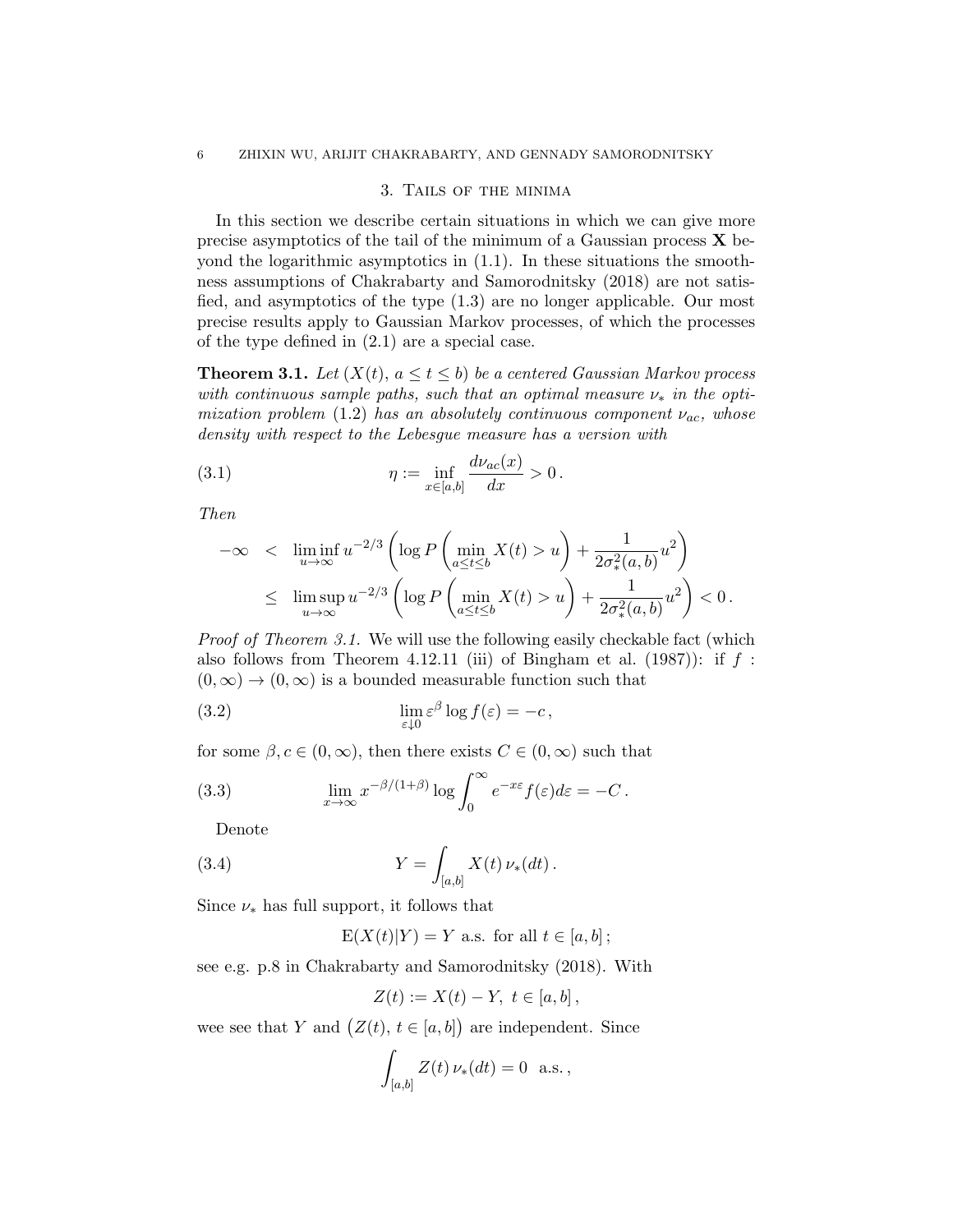## 3. Tails of the minima

In this section we describe certain situations in which we can give more precise asymptotics of the tail of the minimum of a Gaussian process $\mathbf{X}$ beyond the logarithmic asymptotics in (1.1). In these situations the smoothness assumptions of Chakrabarty and Samorodnitsky (2018) are not satisfied, and asymptotics of the type (1.3) are no longer applicable. Our most precise results apply to Gaussian Markov processes, of which the processes of the type defined in (2.1) are a special case.

**Theorem 3.1.** *Let $(X(t),\, a \le t \le b)$ be a centered Gaussian Markov process with continuous sample paths, such that an optimal measure $\nu_*$ in the optimization problem (1.2) has an absolutely continuous component $\nu_{ac}$, whose density with respect to the Lebesgue measure has a version with*

$$\eta := \inf_{x\in[a,b]} \frac{d\nu_{ac}(x)}{dx} > 0\,. \tag{3.1}$$

*Then*

$$\begin{aligned} -\infty \;&<\; \liminf_{u\to\infty} u^{-2/3}\left(\log P\left(\min_{a\le t\le b} X(t) > u\right) + \frac{1}{2\sigma_*^2(a,b)}u^2\right) \\ &\le\; \limsup_{u\to\infty} u^{-2/3}\left(\log P\left(\min_{a\le t\le b} X(t) > u\right) + \frac{1}{2\sigma_*^2(a,b)}u^2\right) < 0\,. \end{aligned}$$

*Proof of Theorem 3.1.* We will use the following easily checkable fact (which also follows from Theorem 4.12.11 (iii) of Bingham et al. (1987)): if $f : (0,\infty) \to (0,\infty)$ is a bounded measurable function such that

$$\lim_{\varepsilon\downarrow 0} \varepsilon^{\beta} \log f(\varepsilon) = -c\,, \tag{3.2}$$

for some $\beta, c \in (0,\infty)$, then there exists $C \in (0,\infty)$ such that

$$\lim_{x\to\infty} x^{-\beta/(1+\beta)} \log \int_0^\infty e^{-x\varepsilon} f(\varepsilon)d\varepsilon = -C\,. \tag{3.3}$$

Denote

$$Y = \int_{[a,b]} X(t)\,\nu_*(dt)\,. \tag{3.4}$$

Since $\nu_*$ has full support, it follows that

$$\mathrm{E}(X(t)|Y) = Y \text{ a.s. for all } t \in [a,b]\,;$$

see e.g. p.8 in Chakrabarty and Samorodnitsky (2018). With

$$Z(t) := X(t) - Y,\ t \in [a,b]\,,$$

wee see that $Y$ and $\big(Z(t),\, t \in [a,b]\big)$ are independent. Since

$$\int_{[a,b]} Z(t)\,\nu_*(dt) = 0 \;\text{ a.s.}\,,$$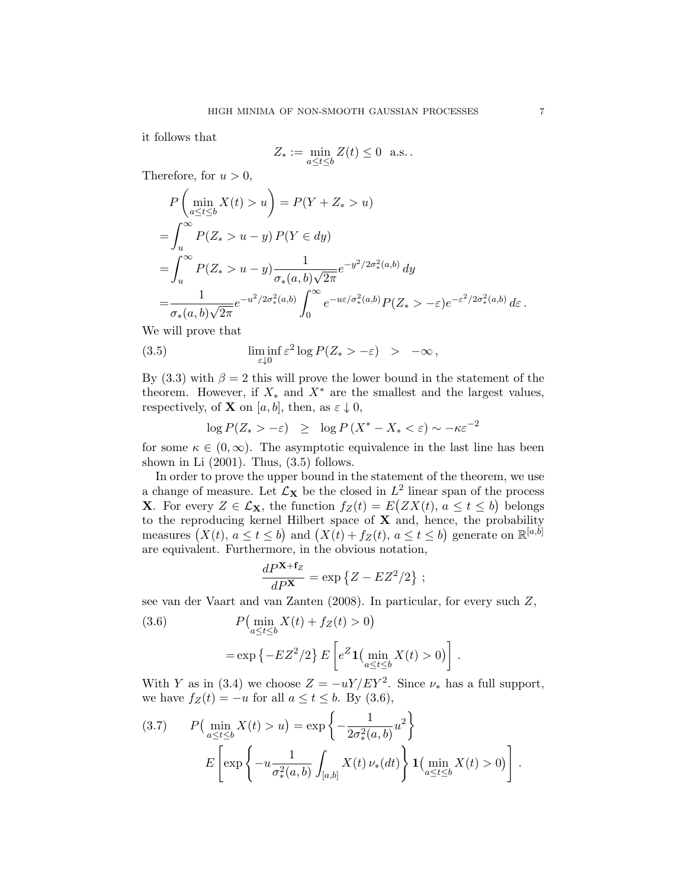it follows that

$$Z_* := \min_{a \le t \le b} Z(t) \le 0 \text{ a.s.}.$$

Therefore, for $u > 0$,

$$\begin{aligned}
&P\left(\min_{a \le t \le b} X(t) > u\right) = P(Y + Z_* > u) \\
=& \int_u^\infty P(Z_* > u - y)\, P(Y \in dy) \\
=& \int_u^\infty P(Z_* > u - y) \frac{1}{\sigma_*(a,b)\sqrt{2\pi}} e^{-y^2/2\sigma_*^2(a,b)}\, dy \\
=& \frac{1}{\sigma_*(a,b)\sqrt{2\pi}} e^{-u^2/2\sigma_*^2(a,b)} \int_0^\infty e^{-u\varepsilon/\sigma_*^2(a,b)} P(Z_* > -\varepsilon) e^{-\varepsilon^2/2\sigma_*^2(a,b)}\, d\varepsilon\, .
\end{aligned}$$

We will prove that

$$\liminf_{\varepsilon \downarrow 0} \varepsilon^2 \log P(Z_* > -\varepsilon) \quad > \quad -\infty\, , \tag{3.5}$$

By (3.3) with $\beta = 2$ this will prove the lower bound in the statement of the theorem. However, if $X_*$ and $X^*$ are the smallest and the largest values, respectively, of $\mathbf{X}$ on $[a,b]$, then, as $\varepsilon \downarrow 0$,

$$\log P(Z_* > -\varepsilon) \quad \ge \quad \log P\left(X^* - X_* < \varepsilon\right) \sim -\kappa \varepsilon^{-2}$$

for some $\kappa \in (0, \infty)$. The asymptotic equivalence in the last line has been shown in Li (2001). Thus, (3.5) follows.

In order to prove the upper bound in the statement of the theorem, we use a change of measure. Let $\mathcal{L}_{\mathbf{X}}$ be the closed in $L^2$ linear span of the process $\mathbf{X}$. For every $Z \in \mathcal{L}_{\mathbf{X}}$, the function $f_Z(t) = E\big(ZX(t),\, a \le t \le b\big)$ belongs to the reproducing kernel Hilbert space of $\mathbf{X}$ and, hence, the probability measures $\big(X(t),\, a \le t \le b\big)$ and $\big(X(t) + f_Z(t),\, a \le t \le b\big)$ generate on $\mathbb{R}^{[a,b]}$ are equivalent. Furthermore, in the obvious notation,

$$\frac{dP^{\mathbf{X}+\mathbf{f}_Z}}{dP^{\mathbf{X}}} = \exp\left\{Z - EZ^2/2\right\}\, ;$$

see van der Vaart and van Zanten (2008). In particular, for every such $Z$,

$$\begin{aligned}
&P\big(\min_{a \le t \le b} X(t) + f_Z(t) > 0\big) \\
&= \exp\left\{-EZ^2/2\right\} E\left[e^Z \mathbf{1}\big(\min_{a \le t \le b} X(t) > 0\big)\right]\, .
\end{aligned} \tag{3.6}$$

With $Y$ as in (3.4) we choose $Z = -uY/EY^2$. Since $\nu_*$ has a full support, we have $f_Z(t) = -u$ for all $a \le t \le b$. By (3.6),

$$\begin{aligned}
P\big(\min_{a \le t \le b} X(t) > u\big) &= \exp\left\{-\frac{1}{2\sigma_*^2(a,b)} u^2\right\} \\
&E\left[\exp\left\{-u \frac{1}{\sigma_*^2(a,b)} \int_{[a,b]} X(t)\, \nu_*(dt)\right\} \mathbf{1}\big(\min_{a \le t \le b} X(t) > 0\big)\right]\, .
\end{aligned} \tag{3.7}$$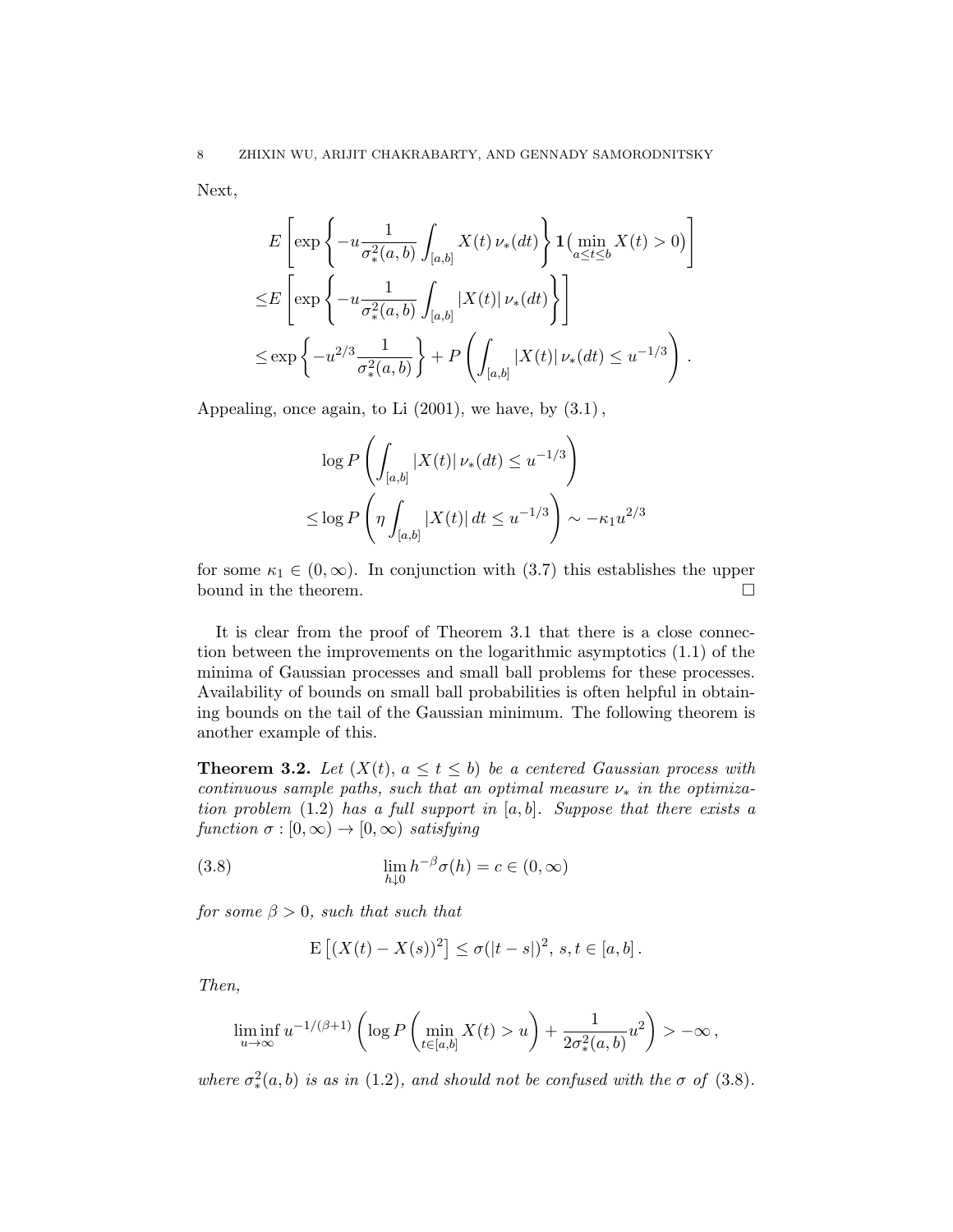Next,

$$
\begin{aligned}
&E\left[\exp\left\{-u\frac{1}{\sigma_*^2(a,b)}\int_{[a,b]} X(t)\,\nu_*(dt)\right\}\mathbf{1}\big(\min_{a\le t\le b} X(t)>0\big)\right] \\
\le &E\left[\exp\left\{-u\frac{1}{\sigma_*^2(a,b)}\int_{[a,b]} |X(t)|\,\nu_*(dt)\right\}\right] \\
\le &\exp\left\{-u^{2/3}\frac{1}{\sigma_*^2(a,b)}\right\} + P\left(\int_{[a,b]} |X(t)|\,\nu_*(dt)\le u^{-1/3}\right).
\end{aligned}
$$

Appealing, once again, to Li (2001), we have, by (3.1),

$$
\begin{aligned}
&\log P\left(\int_{[a,b]} |X(t)|\,\nu_*(dt)\le u^{-1/3}\right) \\
\le &\log P\left(\eta\int_{[a,b]} |X(t)|\,dt\le u^{-1/3}\right)\sim -\kappa_1 u^{2/3}
\end{aligned}
$$

for some $\kappa_1\in(0,\infty)$. In conjunction with (3.7) this establishes the upper bound in the theorem. $\square$

It is clear from the proof of Theorem 3.1 that there is a close connection between the improvements on the logarithmic asymptotics (1.1) of the minima of Gaussian processes and small ball problems for these processes. Availability of bounds on small ball probabilities is often helpful in obtaining bounds on the tail of the Gaussian minimum. The following theorem is another example of this.

**Theorem 3.2.** *Let $(X(t),\ a\le t\le b)$ be a centered Gaussian process with continuous sample paths, such that an optimal measure $\nu_*$ in the optimization problem (1.2) has a full support in $[a,b]$. Suppose that there exists a function $\sigma:[0,\infty)\to[0,\infty)$ satisfying*

$$
\lim_{h\downarrow 0} h^{-\beta}\sigma(h) = c\in(0,\infty) \tag{3.8}
$$

*for some $\beta>0$, such that such that*

$$
\mathrm{E}\left[(X(t)-X(s))^2\right]\le \sigma(|t-s|)^2,\ s,t\in[a,b].
$$

*Then,*

$$
\liminf_{u\to\infty} u^{-1/(\beta+1)}\left(\log P\left(\min_{t\in[a,b]} X(t)>u\right)+\frac{1}{2\sigma_*^2(a,b)}u^2\right)>-\infty\,,
$$

*where $\sigma_*^2(a,b)$ is as in (1.2), and should not be confused with the $\sigma$ of (3.8).*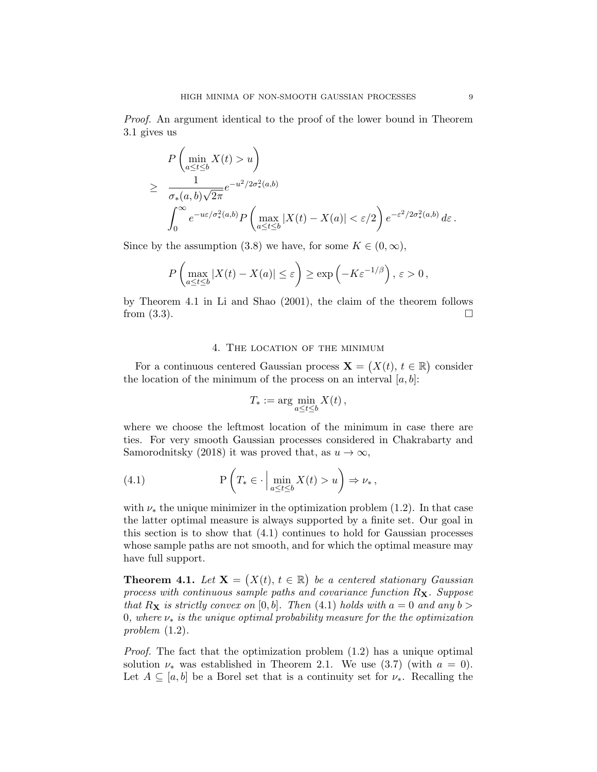*Proof.* An argument identical to the proof of the lower bound in Theorem 3.1 gives us

$$
\begin{aligned}
& P\left(\min_{a\le t\le b} X(t) > u\right) \\
\ge\ & \frac{1}{\sigma_*(a,b)\sqrt{2\pi}} e^{-u^2/2\sigma_*^2(a,b)} \\
& \int_0^\infty e^{-u\varepsilon/\sigma_*^2(a,b)} P\left(\max_{a\le t\le b} |X(t)-X(a)| < \varepsilon/2\right) e^{-\varepsilon^2/2\sigma_*^2(a,b)}\, d\varepsilon\,.
\end{aligned}
$$

Since by the assumption (3.8) we have, for some $K\in(0,\infty)$,

$$
P\left(\max_{a\le t\le b} |X(t)-X(a)| \le \varepsilon\right) \ge \exp\left(-K\varepsilon^{-1/\beta}\right),\ \varepsilon>0\,,
$$

by Theorem 4.1 in Li and Shao (2001), the claim of the theorem follows from (3.3). $\square$

## 4. The location of the minimum

For a continuous centered Gaussian process $\mathbf{X} = \big(X(t),\, t\in\mathbb{R}\big)$ consider the location of the minimum of the process on an interval $[a,b]$:

$$
T_* := \arg\min_{a\le t\le b} X(t)\,,
$$

where we choose the leftmost location of the minimum in case there are ties. For very smooth Gaussian processes considered in Chakrabarty and Samorodnitsky (2018) it was proved that, as $u\to\infty$,

$$
\mathrm{P}\left(T_* \in \cdot \,\Big|\, \min_{a\le t\le b} X(t) > u\right) \Rightarrow \nu_*\,, \tag{4.1}
$$

with $\nu_*$ the unique minimizer in the optimization problem (1.2). In that case the latter optimal measure is always supported by a finite set. Our goal in this section is to show that (4.1) continues to hold for Gaussian processes whose sample paths are not smooth, and for which the optimal measure may have full support.

**Theorem 4.1.** *Let $\mathbf{X} = \big(X(t),\, t\in\mathbb{R}\big)$ be a centered stationary Gaussian process with continuous sample paths and covariance function $R_{\mathbf{X}}$. Suppose that $R_{\mathbf{X}}$ is strictly convex on $[0,b]$. Then (4.1) holds with $a=0$ and any $b>0$, where $\nu_*$ is the unique optimal probability measure for the the optimization problem (1.2).*

*Proof.* The fact that the optimization problem (1.2) has a unique optimal solution $\nu_*$ was established in Theorem 2.1. We use (3.7) (with $a=0$). Let $A\subseteq[a,b]$ be a Borel set that is a continuity set for $\nu_*$. Recalling the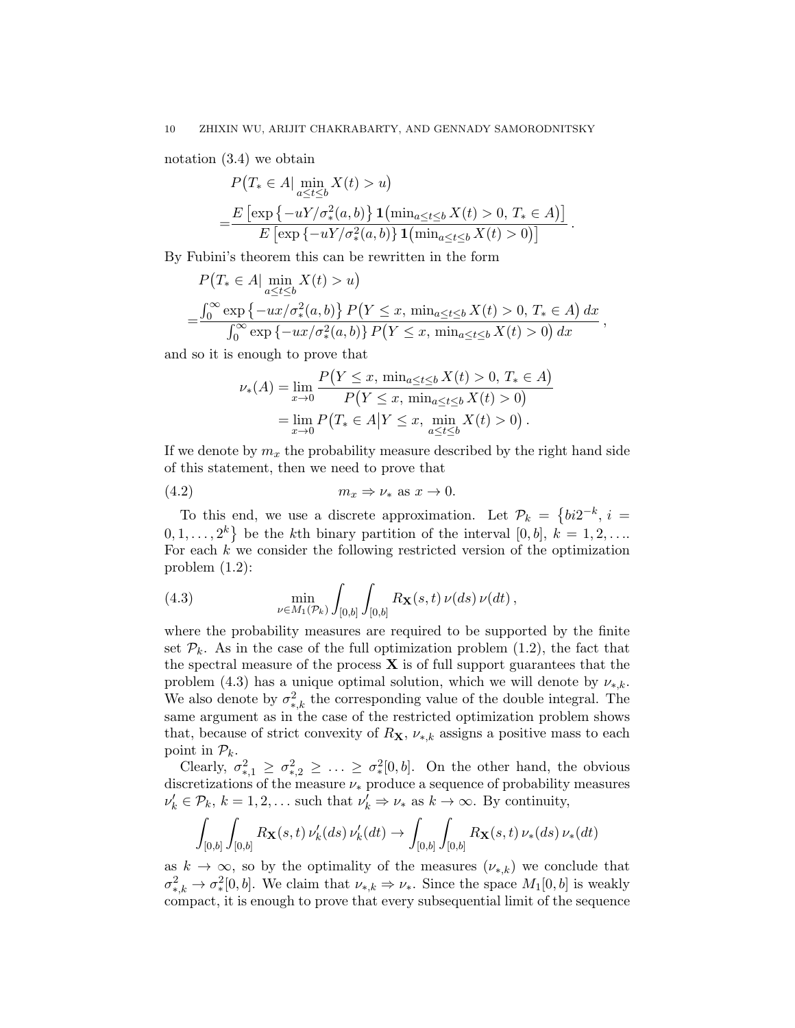notation (3.4) we obtain

$$
\begin{aligned}
&P\big(T_* \in A \big| \min_{a\le t\le b} X(t) > u\big)\\
=&\frac{E\left[\exp\left\{-uY/\sigma_*^2(a,b)\right\}\mathbf{1}\big(\min_{a\le t\le b} X(t) > 0,\, T_*\in A\big)\right]}{E\left[\exp\left\{-uY/\sigma_*^2(a,b)\right\}\mathbf{1}\big(\min_{a\le t\le b} X(t) > 0\big)\right]}\,.
\end{aligned}
$$

By Fubini's theorem this can be rewritten in the form

$$
\begin{aligned}
&P\big(T_* \in A \big| \min_{a\le t\le b} X(t) > u\big)\\
=&\frac{\int_0^\infty \exp\left\{-ux/\sigma_*^2(a,b)\right\} P\big(Y\le x,\, \min_{a\le t\le b} X(t) > 0,\, T_*\in A\big)\,dx}{\int_0^\infty \exp\left\{-ux/\sigma_*^2(a,b)\right\} P\big(Y\le x,\, \min_{a\le t\le b} X(t) > 0\big)\,dx}\,,
\end{aligned}
$$

and so it is enough to prove that

$$
\begin{aligned}
\nu_*(A) &= \lim_{x\to 0}\frac{P\big(Y\le x,\, \min_{a\le t\le b} X(t) > 0,\, T_*\in A\big)}{P\big(Y\le x,\, \min_{a\le t\le b} X(t) > 0\big)}\\
&= \lim_{x\to 0} P\big(T_*\in A \big| Y\le x,\, \min_{a\le t\le b} X(t) > 0\big)\,.
\end{aligned}
$$

If we denote by $m_x$ the probability measure described by the right hand side of this statement, then we need to prove that

$$
m_x \Rightarrow \nu_* \text{ as } x\to 0. \tag{4.2}
$$

To this end, we use a discrete approximation. Let $\mathcal{P}_k = \left\{bi2^{-k},\, i = 0,1,\ldots,2^k\right\}$ be the $k$th binary partition of the interval $[0,b]$, $k=1,2,\ldots$. For each $k$ we consider the following restricted version of the optimization problem (1.2):

$$
\min_{\nu\in M_1(\mathcal{P}_k)} \int_{[0,b]}\int_{[0,b]} R_{\mathbf{X}}(s,t)\,\nu(ds)\,\nu(dt)\,, \tag{4.3}
$$

where the probability measures are required to be supported by the finite set $\mathcal{P}_k$. As in the case of the full optimization problem (1.2), the fact that the spectral measure of the process $\mathbf{X}$ is of full support guarantees that the problem (4.3) has a unique optimal solution, which we will denote by $\nu_{*,k}$. We also denote by $\sigma_{*,k}^2$ the corresponding value of the double integral. The same argument as in the case of the restricted optimization problem shows that, because of strict convexity of $R_{\mathbf{X}}$, $\nu_{*,k}$ assigns a positive mass to each point in $\mathcal{P}_k$.

Clearly, $\sigma_{*,1}^2 \ge \sigma_{*,2}^2 \ge \ldots \ge \sigma_*^2[0,b]$. On the other hand, the obvious discretizations of the measure $\nu_*$ produce a sequence of probability measures $\nu_k' \in \mathcal{P}_k$, $k=1,2,\ldots$ such that $\nu_k' \Rightarrow \nu_*$ as $k\to\infty$. By continuity,

$$
\int_{[0,b]}\int_{[0,b]} R_{\mathbf{X}}(s,t)\,\nu_k'(ds)\,\nu_k'(dt) \to \int_{[0,b]}\int_{[0,b]} R_{\mathbf{X}}(s,t)\,\nu_*(ds)\,\nu_*(dt)
$$

as $k\to\infty$, so by the optimality of the measures $(\nu_{*,k})$ we conclude that $\sigma_{*,k}^2 \to \sigma_*^2[0,b]$. We claim that $\nu_{*,k}\Rightarrow \nu_*$. Since the space $M_1[0,b]$ is weakly compact, it is enough to prove that every subsequential limit of the sequence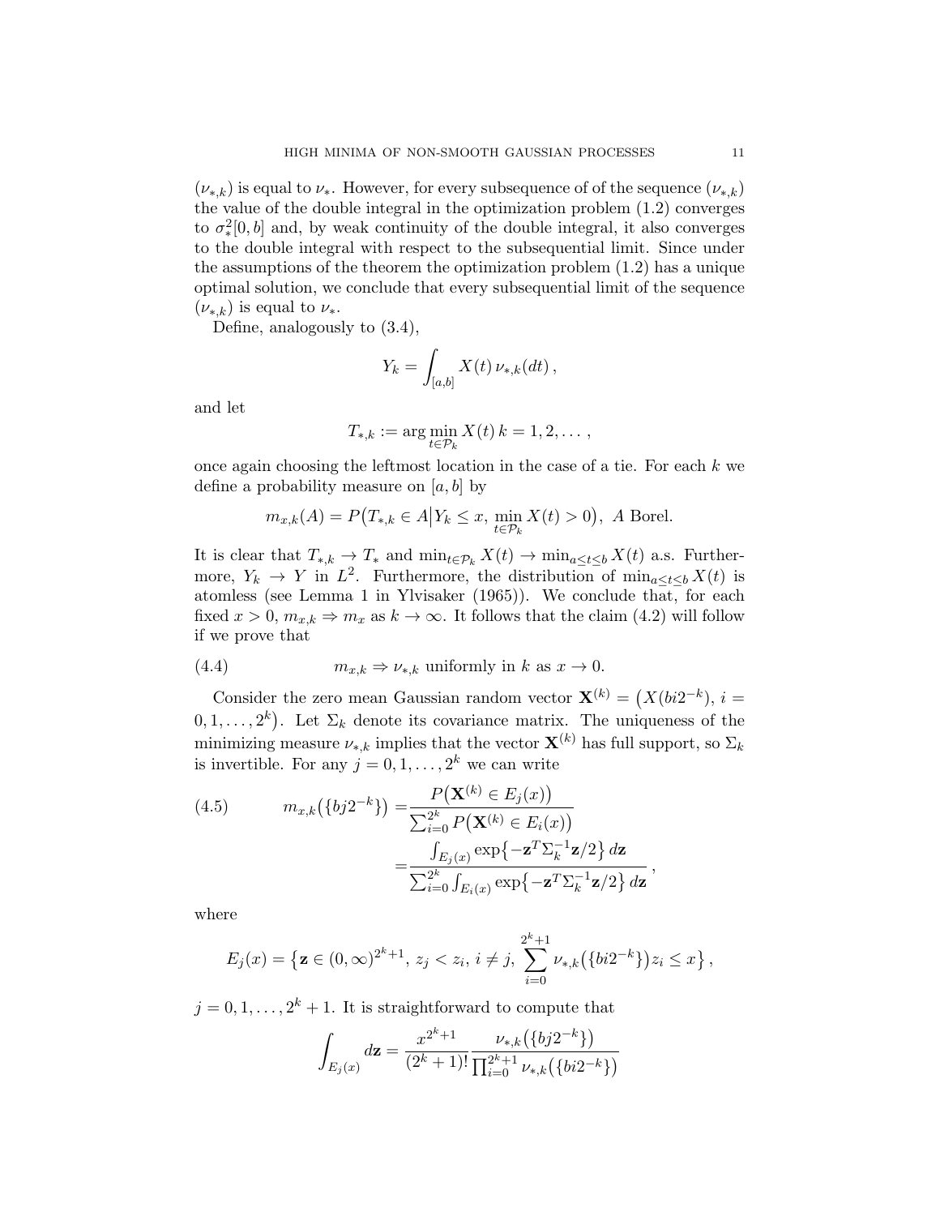$(\nu_{*,k})$ is equal to $\nu_*$. However, for every subsequence of of the sequence $(\nu_{*,k})$ the value of the double integral in the optimization problem (1.2) converges to $\sigma_*^2[0,b]$ and, by weak continuity of the double integral, it also converges to the double integral with respect to the subsequential limit. Since under the assumptions of the theorem the optimization problem (1.2) has a unique optimal solution, we conclude that every subsequential limit of the sequence $(\nu_{*,k})$ is equal to $\nu_*$.

Define, analogously to (3.4),

$$Y_k = \int_{[a,b]} X(t)\, \nu_{*,k}(dt)\,,$$

and let

$$T_{*,k} := \arg\min_{t\in\mathcal{P}_k} X(t)\; k = 1,2,\dots\,,$$

once again choosing the leftmost location in the case of a tie. For each $k$ we define a probability measure on $[a,b]$ by

$$m_{x,k}(A) = P\big(T_{*,k} \in A \big| Y_k \le x,\ \min_{t\in\mathcal{P}_k} X(t) > 0\big),\ A \text{ Borel.}$$

It is clear that $T_{*,k} \to T_*$ and $\min_{t\in\mathcal{P}_k} X(t) \to \min_{a\le t\le b} X(t)$ a.s. Furthermore, $Y_k \to Y$ in $L^2$. Furthermore, the distribution of $\min_{a\le t\le b} X(t)$ is atomless (see Lemma 1 in Ylvisaker (1965)). We conclude that, for each fixed $x > 0$, $m_{x,k} \Rightarrow m_x$ as $k \to \infty$. It follows that the claim (4.2) will follow if we prove that

$$m_{x,k} \Rightarrow \nu_{*,k} \text{ uniformly in } k \text{ as } x \to 0. \tag{4.4}$$

Consider the zero mean Gaussian random vector $\mathbf{X}^{(k)} = \big(X(bi2^{-k}),\, i = 0,1,\dots,2^k\big)$. Let $\Sigma_k$ denote its covariance matrix. The uniqueness of the minimizing measure $\nu_{*,k}$ implies that the vector $\mathbf{X}^{(k)}$ has full support, so $\Sigma_k$ is invertible. For any $j = 0,1,\dots,2^k$ we can write

$$\begin{aligned}
m_{x,k}\big(\{bj2^{-k}\}\big) =& \frac{P\big(\mathbf{X}^{(k)} \in E_j(x)\big)}{\sum_{i=0}^{2^k} P\big(\mathbf{X}^{(k)} \in E_i(x)\big)} \\
=& \frac{\int_{E_j(x)} \exp\big\{-\mathbf{z}^T\Sigma_k^{-1}\mathbf{z}/2\big\}\, d\mathbf{z}}{\sum_{i=0}^{2^k} \int_{E_i(x)} \exp\big\{-\mathbf{z}^T\Sigma_k^{-1}\mathbf{z}/2\big\}\, d\mathbf{z}}\,,
\end{aligned} \tag{4.5}$$

where

$$E_j(x) = \big\{\mathbf{z} \in (0,\infty)^{2^k+1},\, z_j < z_i,\, i \ne j,\, \sum_{i=0}^{2^k+1} \nu_{*,k}\big(\{bi2^{-k}\}\big) z_i \le x\big\}\,,$$

$j = 0,1,\dots,2^k+1$. It is straightforward to compute that

$$\int_{E_j(x)} d\mathbf{z} = \frac{x^{2^k+1}}{(2^k+1)!} \frac{\nu_{*,k}\big(\{bj2^{-k}\}\big)}{\prod_{i=0}^{2^k+1} \nu_{*,k}\big(\{bi2^{-k}\}\big)}$$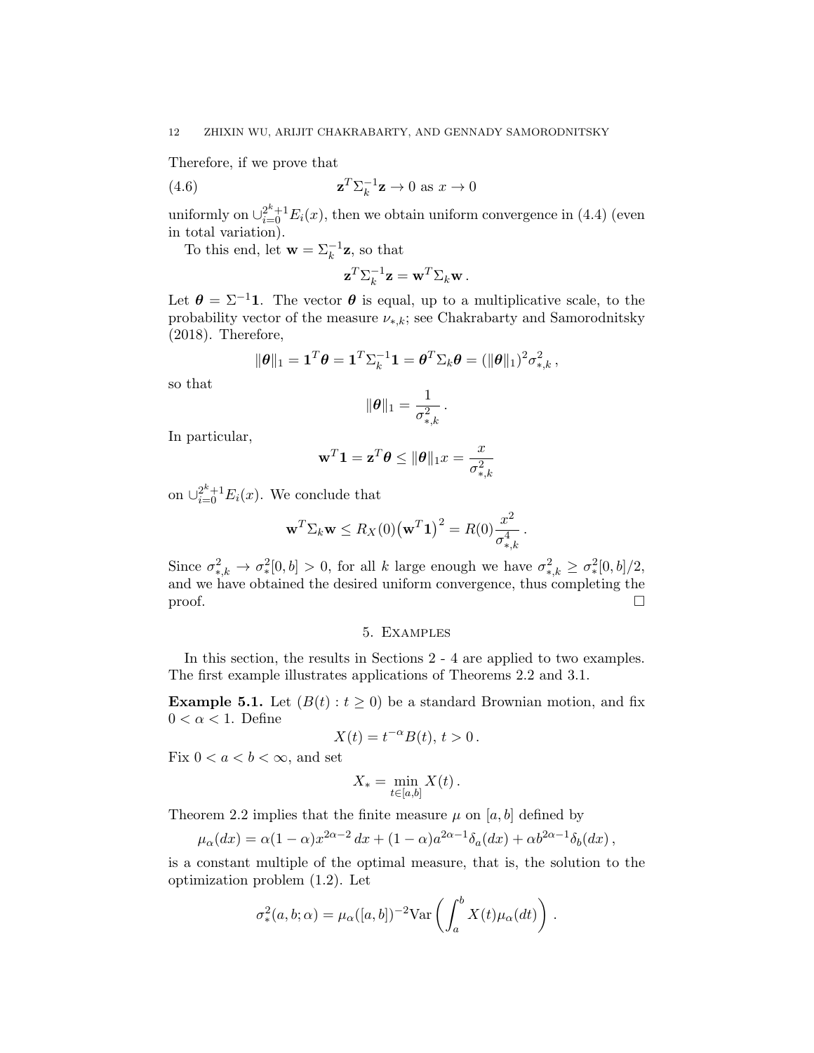Therefore, if we prove that

$$\mathbf{z}^T \Sigma_k^{-1} \mathbf{z} \to 0 \text{ as } x \to 0 \tag{4.6}$$

uniformly on $\cup_{i=0}^{2^k+1} E_i(x)$, then we obtain uniform convergence in (4.4) (even in total variation).

To this end, let $\mathbf{w} = \Sigma_k^{-1}\mathbf{z}$, so that

$$\mathbf{z}^T \Sigma_k^{-1} \mathbf{z} = \mathbf{w}^T \Sigma_k \mathbf{w} \,.$$

Let $\boldsymbol{\theta} = \Sigma^{-1}\mathbf{1}$. The vector $\boldsymbol{\theta}$ is equal, up to a multiplicative scale, to the probability vector of the measure $\nu_{*,k}$; see Chakrabarty and Samorodnitsky (2018). Therefore,

$$\|\boldsymbol{\theta}\|_1 = \mathbf{1}^T\boldsymbol{\theta} = \mathbf{1}^T\Sigma_k^{-1}\mathbf{1} = \boldsymbol{\theta}^T\Sigma_k\boldsymbol{\theta} = (\|\boldsymbol{\theta}\|_1)^2\sigma_{*,k}^2 \,,$$

so that

$$\|\boldsymbol{\theta}\|_1 = \frac{1}{\sigma_{*,k}^2} \,.$$

In particular,

$$\mathbf{w}^T\mathbf{1} = \mathbf{z}^T\boldsymbol{\theta} \le \|\boldsymbol{\theta}\|_1 x = \frac{x}{\sigma_{*,k}^2}$$

on $\cup_{i=0}^{2^k+1} E_i(x)$. We conclude that

$$\mathbf{w}^T\Sigma_k\mathbf{w} \le R_X(0)\big(\mathbf{w}^T\mathbf{1}\big)^2 = R(0)\frac{x^2}{\sigma_{*,k}^4} \,.$$

Since $\sigma_{*,k}^2 \to \sigma_*^2[0,b] > 0$, for all $k$ large enough we have $\sigma_{*,k}^2 \ge \sigma_*^2[0,b]/2$, and we have obtained the desired uniform convergence, thus completing the proof. $\square$

## 5. Examples

In this section, the results in Sections 2 - 4 are applied to two examples. The first example illustrates applications of Theorems 2.2 and 3.1.

**Example 5.1.** Let $(B(t) : t \ge 0)$ be a standard Brownian motion, and fix $0 < \alpha < 1$. Define

$$X(t) = t^{-\alpha}B(t),\ t > 0 \,.$$

Fix $0 < a < b < \infty$, and set

$$X_* = \min_{t\in[a,b]} X(t) \,.$$

Theorem 2.2 implies that the finite measure $\mu$ on $[a,b]$ defined by

$$\mu_\alpha(dx) = \alpha(1-\alpha)x^{2\alpha-2}\,dx + (1-\alpha)a^{2\alpha-1}\delta_a(dx) + \alpha b^{2\alpha-1}\delta_b(dx) \,,$$

is a constant multiple of the optimal measure, that is, the solution to the optimization problem (1.2). Let

$$\sigma_*^2(a,b;\alpha) = \mu_\alpha([a,b])^{-2}\mathrm{Var}\left(\int_a^b X(t)\mu_\alpha(dt)\right) \,.$$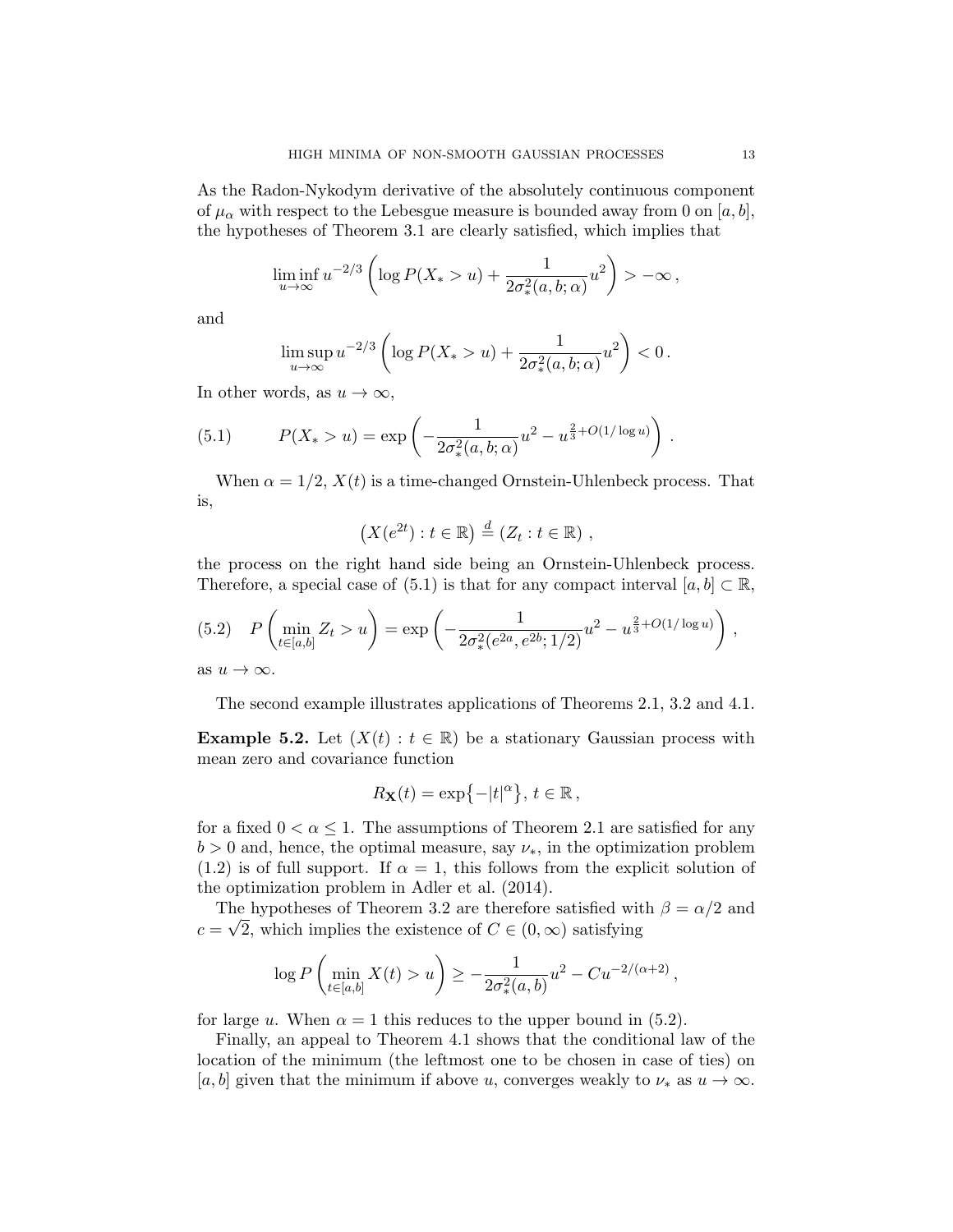As the Radon-Nykodym derivative of the absolutely continuous component of $\mu_\alpha$ with respect to the Lebesgue measure is bounded away from 0 on $[a, b]$, the hypotheses of Theorem 3.1 are clearly satisfied, which implies that

$$\liminf_{u\to\infty} u^{-2/3}\left(\log P(X_* > u) + \frac{1}{2\sigma_*^2(a,b;\alpha)}u^2\right) > -\infty\,,$$

and

$$\limsup_{u\to\infty} u^{-2/3}\left(\log P(X_* > u) + \frac{1}{2\sigma_*^2(a,b;\alpha)}u^2\right) < 0\,.$$

In other words, as $u \to \infty$,

$$P(X_* > u) = \exp\left(-\frac{1}{2\sigma_*^2(a,b;\alpha)}u^2 - u^{\frac{2}{3}+O(1/\log u)}\right)\,. \tag{5.1}$$

When $\alpha = 1/2$, $X(t)$ is a time-changed Ornstein-Uhlenbeck process. That is,

$$\left(X(e^{2t}) : t \in \mathbb{R}\right) \stackrel{d}{=} (Z_t : t \in \mathbb{R})\,,$$

the process on the right hand side being an Ornstein-Uhlenbeck process. Therefore, a special case of (5.1) is that for any compact interval $[a, b] \subset \mathbb{R}$,

$$P\left(\min_{t\in[a,b]} Z_t > u\right) = \exp\left(-\frac{1}{2\sigma_*^2(e^{2a},e^{2b};1/2)}u^2 - u^{\frac{2}{3}+O(1/\log u)}\right)\,, \tag{5.2}$$

as $u \to \infty$.

The second example illustrates applications of Theorems 2.1, 3.2 and 4.1.

**Example 5.2.** Let $(X(t) : t \in \mathbb{R})$ be a stationary Gaussian process with mean zero and covariance function

$$R_{\mathbf{X}}(t) = \exp\left\{-|t|^\alpha\right\},\, t \in \mathbb{R}\,,$$

for a fixed $0 < \alpha \leq 1$. The assumptions of Theorem 2.1 are satisfied for any $b > 0$ and, hence, the optimal measure, say $\nu_*$, in the optimization problem (1.2) is of full support. If $\alpha = 1$, this follows from the explicit solution of the optimization problem in Adler et al. (2014).

The hypotheses of Theorem 3.2 are therefore satisfied with $\beta = \alpha/2$ and $c = \sqrt{2}$, which implies the existence of $C \in (0, \infty)$ satisfying

$$\log P\left(\min_{t\in[a,b]} X(t) > u\right) \geq -\frac{1}{2\sigma_*^2(a,b)}u^2 - Cu^{-2/(\alpha+2)}\,,$$

for large $u$. When $\alpha = 1$ this reduces to the upper bound in (5.2).

Finally, an appeal to Theorem 4.1 shows that the conditional law of the location of the minimum (the leftmost one to be chosen in case of ties) on $[a, b]$ given that the minimum if above $u$, converges weakly to $\nu_*$ as $u \to \infty$.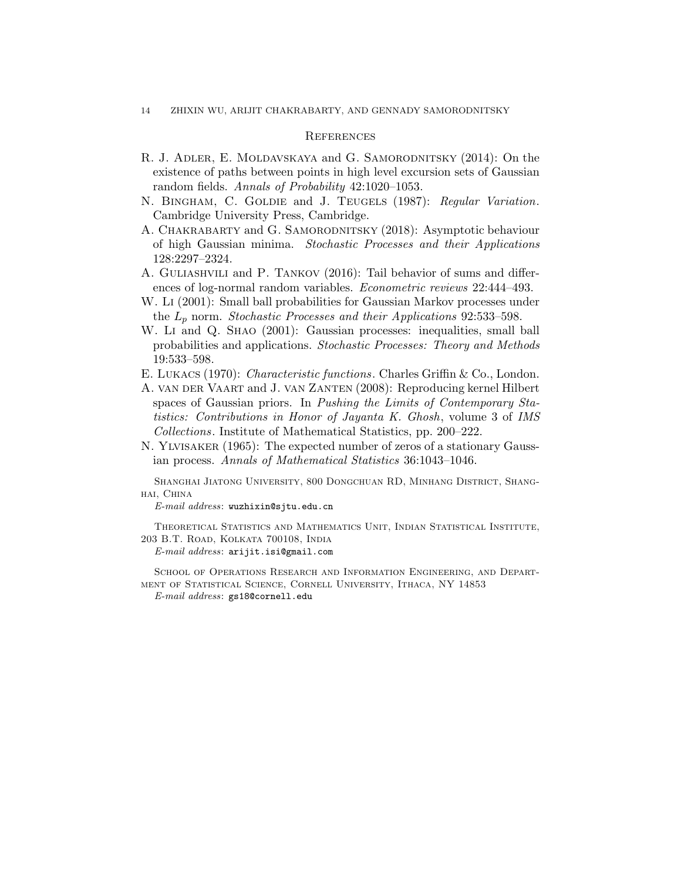## References

R. J. Adler, E. Moldavskaya and G. Samorodnitsky (2014): On the existence of paths between points in high level excursion sets of Gaussian random fields. *Annals of Probability* 42:1020–1053.

N. Bingham, C. Goldie and J. Teugels (1987): *Regular Variation*. Cambridge University Press, Cambridge.

A. Chakrabarty and G. Samorodnitsky (2018): Asymptotic behaviour of high Gaussian minima. *Stochastic Processes and their Applications* 128:2297–2324.

A. Guliashvili and P. Tankov (2016): Tail behavior of sums and differences of log-normal random variables. *Econometric reviews* 22:444–493.

W. Li (2001): Small ball probabilities for Gaussian Markov processes under the $L_p$ norm. *Stochastic Processes and their Applications* 92:533–598.

W. Li and Q. Shao (2001): Gaussian processes: inequalities, small ball probabilities and applications. *Stochastic Processes: Theory and Methods* 19:533–598.

E. Lukacs (1970): *Characteristic functions*. Charles Griffin & Co., London.

A. van der Vaart and J. van Zanten (2008): Reproducing kernel Hilbert spaces of Gaussian priors. In *Pushing the Limits of Contemporary Statistics: Contributions in Honor of Jayanta K. Ghosh*, volume 3 of *IMS Collections*. Institute of Mathematical Statistics, pp. 200–222.

N. Ylvisaker (1965): The expected number of zeros of a stationary Gaussian process. *Annals of Mathematical Statistics* 36:1043–1046.

Shanghai Jiatong University, 800 Dongchuan RD, Minhang District, Shanghai, China

*E-mail address*: wuzhixin@sjtu.edu.cn

Theoretical Statistics and Mathematics Unit, Indian Statistical Institute, 203 B.T. Road, Kolkata 700108, India

*E-mail address*: arijit.isi@gmail.com

School of Operations Research and Information Engineering, and Department of Statistical Science, Cornell University, Ithaca, NY 14853

*E-mail address*: gs18@cornell.edu